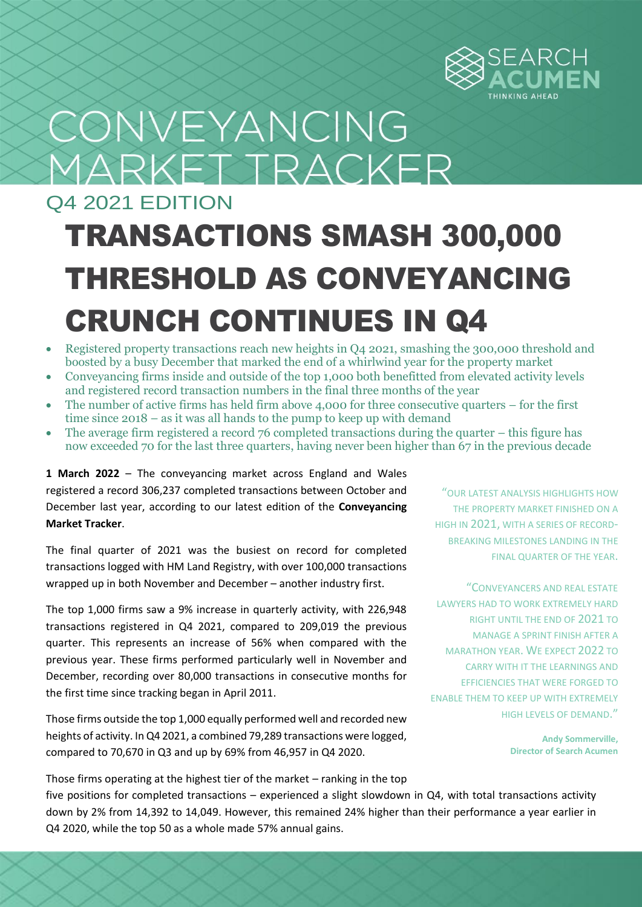SEARCH ACUMEN
THINKING AHEAD

# CONVEYANCING MARKET TRACKER

## Q4 2021 EDITION

# TRANSACTIONS SMASH 300,000 THRESHOLD AS CONVEYANCING CRUNCH CONTINUES IN Q4

- Registered property transactions reach new heights in Q4 2021, smashing the 300,000 threshold and boosted by a busy December that marked the end of a whirlwind year for the property market
- Conveyancing firms inside and outside of the top 1,000 both benefitted from elevated activity levels and registered record transaction numbers in the final three months of the year
- The number of active firms has held firm above 4,000 for three consecutive quarters – for the first time since 2018 – as it was all hands to the pump to keep up with demand
- The average firm registered a record 76 completed transactions during the quarter – this figure has now exceeded 70 for the last three quarters, having never been higher than 67 in the previous decade

**1 March 2022** – The conveyancing market across England and Wales registered a record 306,237 completed transactions between October and December last year, according to our latest edition of the **Conveyancing Market Tracker**.

The final quarter of 2021 was the busiest on record for completed transactions logged with HM Land Registry, with over 100,000 transactions wrapped up in both November and December – another industry first.

The top 1,000 firms saw a 9% increase in quarterly activity, with 226,948 transactions registered in Q4 2021, compared to 209,019 the previous quarter. This represents an increase of 56% when compared with the previous year. These firms performed particularly well in November and December, recording over 80,000 transactions in consecutive months for the first time since tracking began in April 2011.

Those firms outside the top 1,000 equally performed well and recorded new heights of activity. In Q4 2021, a combined 79,289 transactions were logged, compared to 70,670 in Q3 and up by 69% from 46,957 in Q4 2020.

Those firms operating at the highest tier of the market – ranking in the top five positions for completed transactions – experienced a slight slowdown in Q4, with total transactions activity down by 2% from 14,392 to 14,049. However, this remained 24% higher than their performance a year earlier in Q4 2020, while the top 50 as a whole made 57% annual gains.

"OUR LATEST ANALYSIS HIGHLIGHTS HOW THE PROPERTY MARKET FINISHED ON A HIGH IN 2021, WITH A SERIES OF RECORD-BREAKING MILESTONES LANDING IN THE FINAL QUARTER OF THE YEAR.

"CONVEYANCERS AND REAL ESTATE LAWYERS HAD TO WORK EXTREMELY HARD RIGHT UNTIL THE END OF 2021 TO MANAGE A SPRINT FINISH AFTER A MARATHON YEAR. WE EXPECT 2022 TO CARRY WITH IT THE LEARNINGS AND EFFICIENCIES THAT WERE FORGED TO ENABLE THEM TO KEEP UP WITH EXTREMELY HIGH LEVELS OF DEMAND."

**Andy Sommerville, Director of Search Acumen**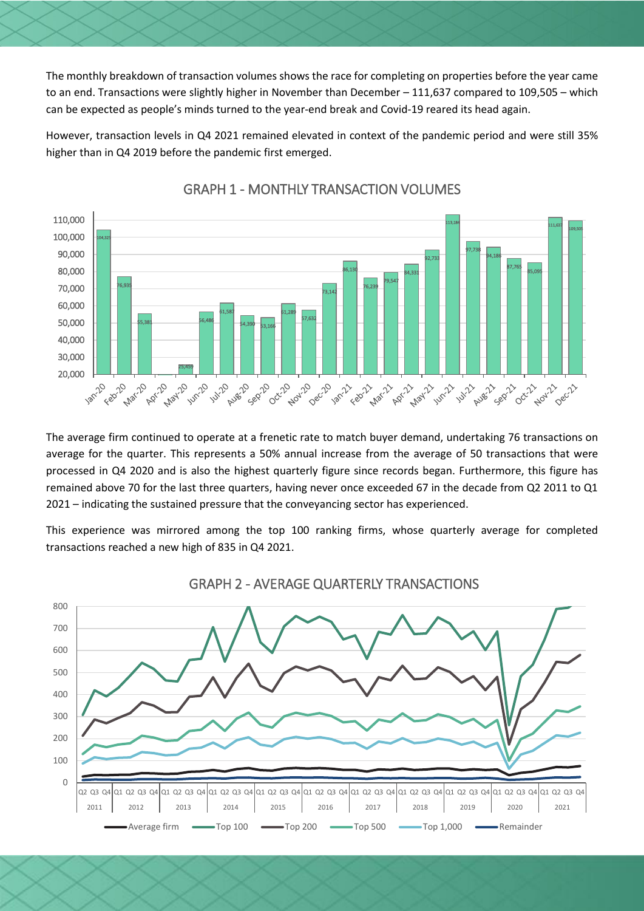The monthly breakdown of transaction volumes shows the race for completing on properties before the year came to an end. Transactions were slightly higher in November than December – 111,637 compared to 109,505 – which can be expected as people's minds turned to the year-end break and Covid-19 reared its head again.

However, transaction levels in Q4 2021 remained elevated in context of the pandemic period and were still 35% higher than in Q4 2019 before the pandemic first emerged.

GRAPH 1 - MONTHLY TRANSACTION VOLUMES

110,000
100,000
90,000
80,000
70,000
60,000
50,000
40,000
30,000
20,000

Jan-20 104,325
Feb-20 76,935
Mar-20 55,381
Apr-20
May-20 25,459
Jun-20 56,486
Jul-20 61,587
Aug-20 54,390
Sep-20 53,166
Oct-20 61,289
Nov-20 57,632
Dec-20 73,142
Jan-21 86,130
Feb-21 76,239
Mar-21 79,547
Apr-21 84,331
May-21 92,733
Jun-21 113,184
Jul-21 97,738
Aug-21 94,186
Sep-21 87,765
Oct-21 85,095
Nov-21 111,637
Dec-21 109,505

The average firm continued to operate at a frenetic rate to match buyer demand, undertaking 76 transactions on average for the quarter. This represents a 50% annual increase from the average of 50 transactions that were processed in Q4 2020 and is also the highest quarterly figure since records began. Furthermore, this figure has remained above 70 for the last three quarters, having never once exceeded 67 in the decade from Q2 2011 to Q1 2021 – indicating the sustained pressure that the conveyancing sector has experienced.

This experience was mirrored among the top 100 ranking firms, whose quarterly average for completed transactions reached a new high of 835 in Q4 2021.

GRAPH 2 - AVERAGE QUARTERLY TRANSACTIONS

800
700
600
500
400
300
200
100
0

Q2 Q3 Q4 | Q1 Q2 Q3 Q4 | Q1 Q2 Q3 Q4 | Q1 Q2 Q3 Q4 | Q1 Q2 Q3 Q4 | Q1 Q2 Q3 Q4 | Q1 Q2 Q3 Q4 | Q1 Q2 Q3 Q4 | Q1 Q2 Q3 Q4 | Q1 Q2 Q3 Q4 | Q1 Q2 Q3 Q4

2011 2012 2013 2014 2015 2016 2017 2018 2019 2020 2021

Average firm — Top 100 — Top 200 — Top 500 — Top 1,000 — Remainder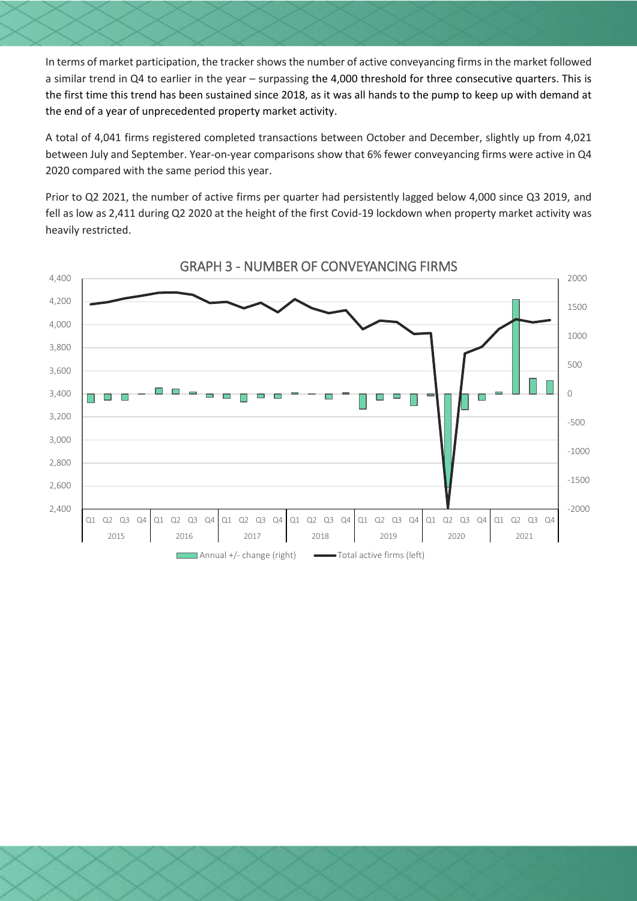In terms of market participation, the tracker shows the number of active conveyancing firms in the market followed a similar trend in Q4 to earlier in the year – surpassing the 4,000 threshold for three consecutive quarters. This is the first time this trend has been sustained since 2018, as it was all hands to the pump to keep up with demand at the end of a year of unprecedented property market activity.

A total of 4,041 firms registered completed transactions between October and December, slightly up from 4,021 between July and September. Year-on-year comparisons show that 6% fewer conveyancing firms were active in Q4 2020 compared with the same period this year.

Prior to Q2 2021, the number of active firms per quarter had persistently lagged below 4,000 since Q3 2019, and fell as low as 2,411 during Q2 2020 at the height of the first Covid-19 lockdown when property market activity was heavily restricted.

GRAPH 3 - NUMBER OF CONVEYANCING FIRMS

4,400
4,200
4,000
3,800
3,600
3,400
3,200
3,000
2,800
2,600
2,400

2000
1500
1000
500
0
-500
-1000
-1500
-2000

Q1 Q2 Q3 Q4 Q1 Q2 Q3 Q4 Q1 Q2 Q3 Q4 Q1 Q2 Q3 Q4 Q1 Q2 Q3 Q4 Q1 Q2 Q3 Q4 Q1 Q2 Q3 Q4

2015 2016 2017 2018 2019 2020 2021

Annual +/- change (right)
Total active firms (left)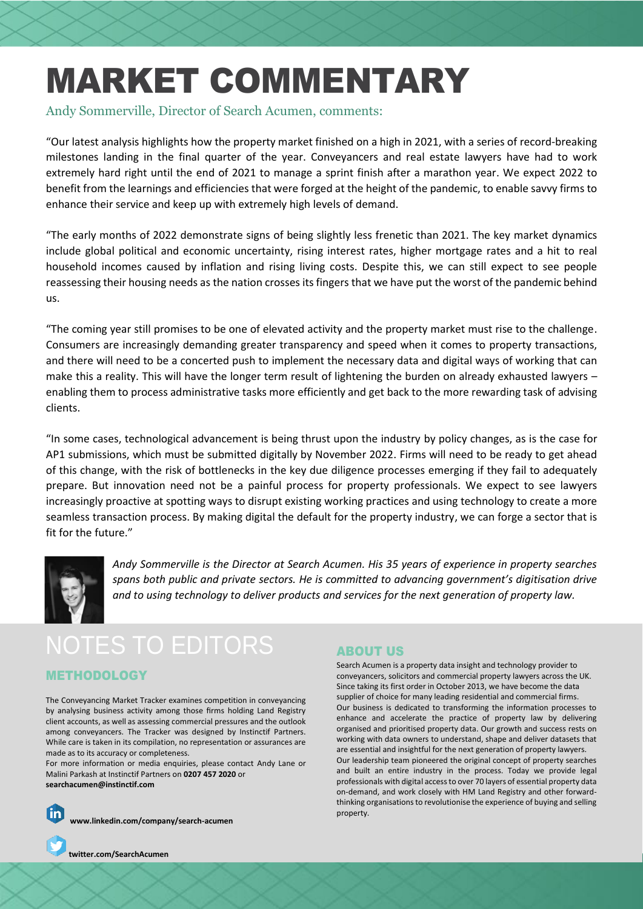# MARKET COMMENTARY

Andy Sommerville, Director of Search Acumen, comments:

"Our latest analysis highlights how the property market finished on a high in 2021, with a series of record-breaking milestones landing in the final quarter of the year. Conveyancers and real estate lawyers have had to work extremely hard right until the end of 2021 to manage a sprint finish after a marathon year. We expect 2022 to benefit from the learnings and efficiencies that were forged at the height of the pandemic, to enable savvy firms to enhance their service and keep up with extremely high levels of demand.

"The early months of 2022 demonstrate signs of being slightly less frenetic than 2021. The key market dynamics include global political and economic uncertainty, rising interest rates, higher mortgage rates and a hit to real household incomes caused by inflation and rising living costs. Despite this, we can still expect to see people reassessing their housing needs as the nation crosses its fingers that we have put the worst of the pandemic behind us.

"The coming year still promises to be one of elevated activity and the property market must rise to the challenge. Consumers are increasingly demanding greater transparency and speed when it comes to property transactions, and there will need to be a concerted push to implement the necessary data and digital ways of working that can make this a reality. This will have the longer term result of lightening the burden on already exhausted lawyers – enabling them to process administrative tasks more efficiently and get back to the more rewarding task of advising clients.

"In some cases, technological advancement is being thrust upon the industry by policy changes, as is the case for AP1 submissions, which must be submitted digitally by November 2022. Firms will need to be ready to get ahead of this change, with the risk of bottlenecks in the key due diligence processes emerging if they fail to adequately prepare. But innovation need not be a painful process for property professionals. We expect to see lawyers increasingly proactive at spotting ways to disrupt existing working practices and using technology to create a more seamless transaction process. By making digital the default for the property industry, we can forge a sector that is fit for the future."

*Andy Sommerville is the Director at Search Acumen. His 35 years of experience in property searches spans both public and private sectors. He is committed to advancing government's digitisation drive and to using technology to deliver products and services for the next generation of property law.*

# NOTES TO EDITORS

## METHODOLOGY

The Conveyancing Market Tracker examines competition in conveyancing by analysing business activity among those firms holding Land Registry client accounts, as well as assessing commercial pressures and the outlook among conveyancers. The Tracker was designed by Instinctif Partners. While care is taken in its compilation, no representation or assurances are made as to its accuracy or completeness.

For more information or media enquiries, please contact Andy Lane or Malini Parkash at Instinctif Partners on **0207 457 2020** or **searchacumen@instinctif.com**

**www.linkedin.com/company/search-acumen**

**twitter.com/SearchAcumen**

## ABOUT US

Search Acumen is a property data insight and technology provider to conveyancers, solicitors and commercial property lawyers across the UK. Since taking its first order in October 2013, we have become the data supplier of choice for many leading residential and commercial firms.

Our business is dedicated to transforming the information processes to enhance and accelerate the practice of property law by delivering organised and prioritised property data. Our growth and success rests on working with data owners to understand, shape and deliver datasets that are essential and insightful for the next generation of property lawyers.

Our leadership team pioneered the original concept of property searches and built an entire industry in the process. Today we provide legal professionals with digital access to over 70 layers of essential property data on-demand, and work closely with HM Land Registry and other forward-thinking organisations to revolutionise the experience of buying and selling property.